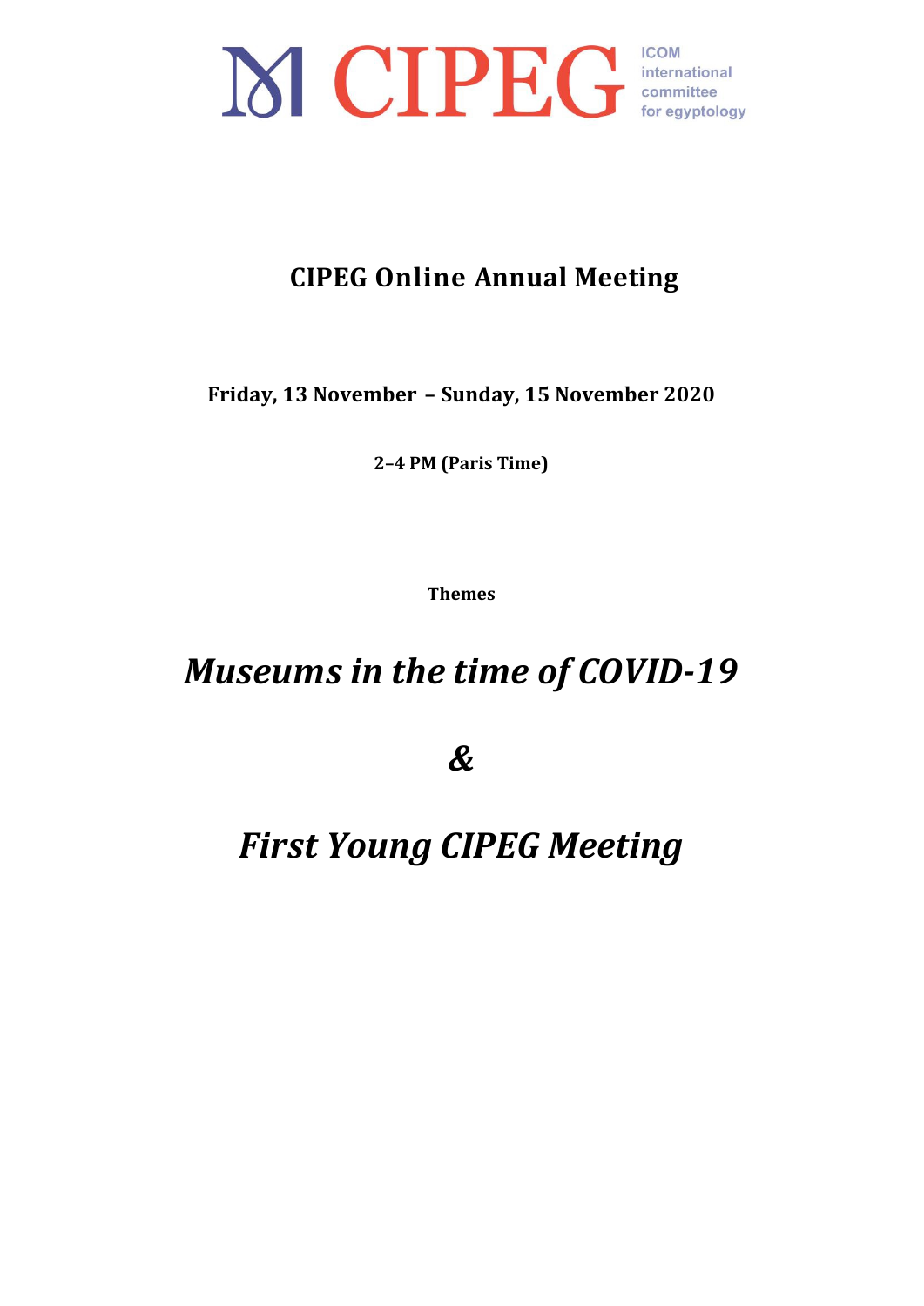# CIPEG

ICOM international committee for egyptology

## CIPEG Online Annual Meeting

**Friday, 13 November – Sunday, 15 November 2020**

**2–4 PM (Paris Time)**

**Themes**

# *Museums in the time of COVID-19*

# *&*

# *First Young CIPEG Meeting*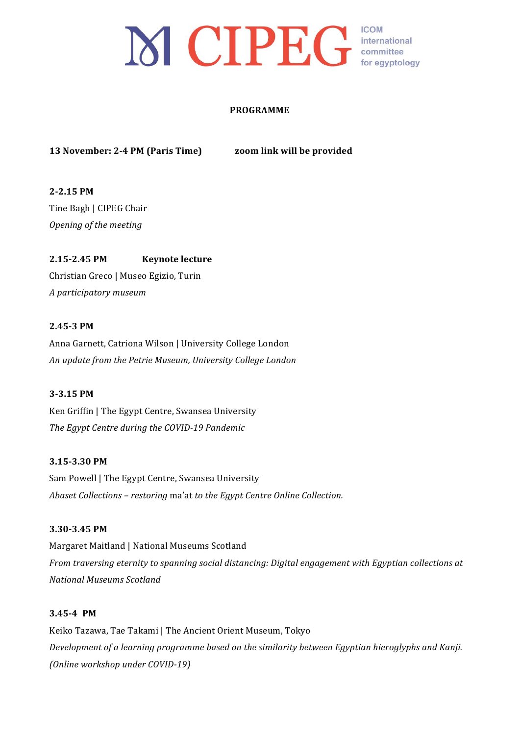# CIPEG

ICOM international committee for egyptology

**PROGRAMME**

**13 November: 2-4 PM (Paris Time)** **zoom link will be provided**

**2-2.15 PM**

Tine Bagh | CIPEG Chair

*Opening of the meeting*

**2.15-2.45 PM** **Keynote lecture**

Christian Greco | Museo Egizio, Turin

*A participatory museum*

**2.45-3 PM**

Anna Garnett, Catriona Wilson | University College London

*An update from the Petrie Museum, University College London*

**3-3.15 PM**

Ken Griffin | The Egypt Centre, Swansea University

*The Egypt Centre during the COVID-19 Pandemic*

**3.15-3.30 PM**

Sam Powell | The Egypt Centre, Swansea University

*Abaset Collections – restoring* ma'at *to the Egypt Centre Online Collection.*

**3.30-3.45 PM**

Margaret Maitland | National Museums Scotland

*From traversing eternity to spanning social distancing: Digital engagement with Egyptian collections at National Museums Scotland*

**3.45-4 PM**

Keiko Tazawa, Tae Takami | The Ancient Orient Museum, Tokyo

*Development of a learning programme based on the similarity between Egyptian hieroglyphs and Kanji. (Online workshop under COVID-19)*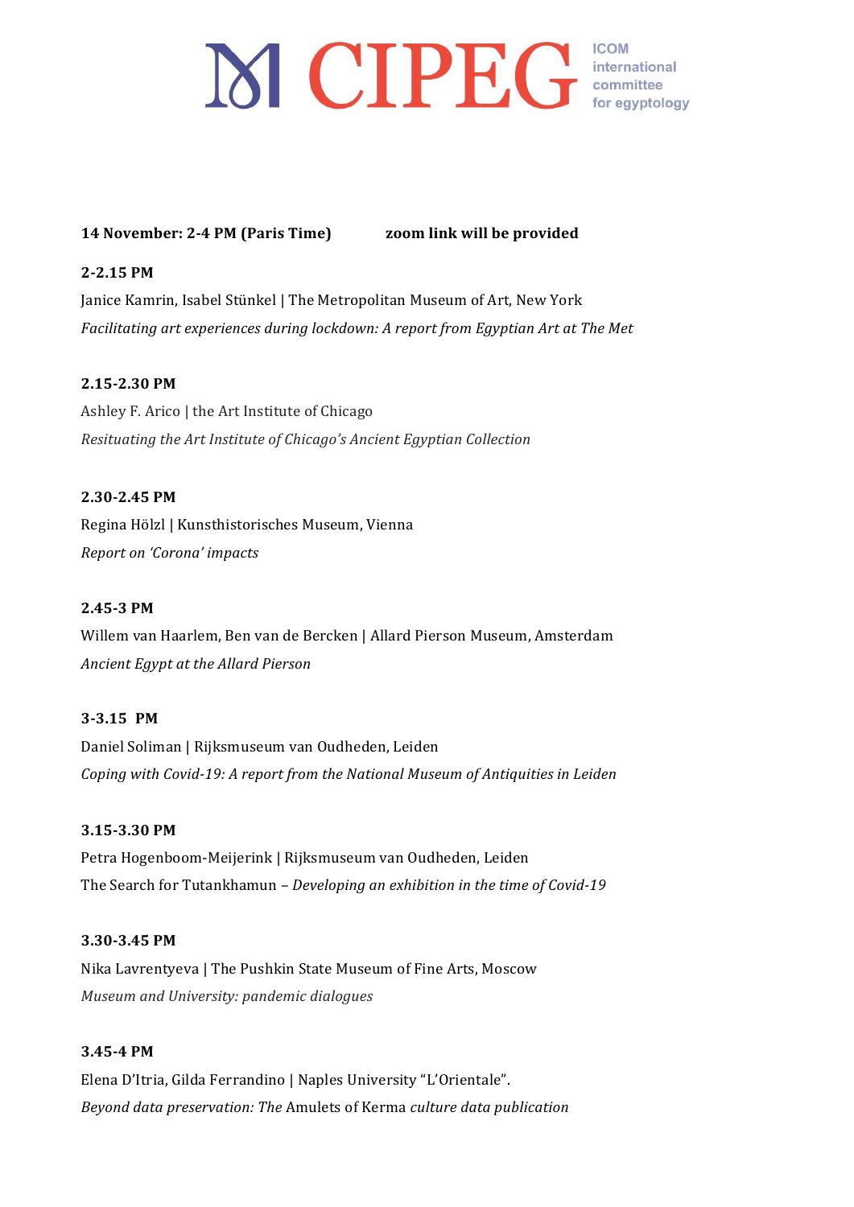CIPEG ICOM international committee for egyptology

**14 November: 2-4 PM (Paris Time)** **zoom link will be provided**

**2-2.15 PM**

Janice Kamrin, Isabel Stünkel | The Metropolitan Museum of Art, New York

*Facilitating art experiences during lockdown: A report from Egyptian Art at The Met*

**2.15-2.30 PM**

Ashley F. Arico | the Art Institute of Chicago

*Resituating the Art Institute of Chicago's Ancient Egyptian Collection*

**2.30-2.45 PM**

Regina Hölzl | Kunsthistorisches Museum, Vienna

*Report on 'Corona' impacts*

**2.45-3 PM**

Willem van Haarlem, Ben van de Bercken | Allard Pierson Museum, Amsterdam

*Ancient Egypt at the Allard Pierson*

**3-3.15 PM**

Daniel Soliman | Rijksmuseum van Oudheden, Leiden

*Coping with Covid-19: A report from the National Museum of Antiquities in Leiden*

**3.15-3.30 PM**

Petra Hogenboom-Meijerink | Rijksmuseum van Oudheden, Leiden

The Search for Tutankhamun – *Developing an exhibition in the time of Covid-19*

**3.30-3.45 PM**

Nika Lavrentyeva | The Pushkin State Museum of Fine Arts, Moscow

*Museum and University: pandemic dialogues*

**3.45-4 PM**

Elena D'Itria, Gilda Ferrandino | Naples University "L'Orientale".

*Beyond data preservation: The* Amulets of Kerma *culture data publication*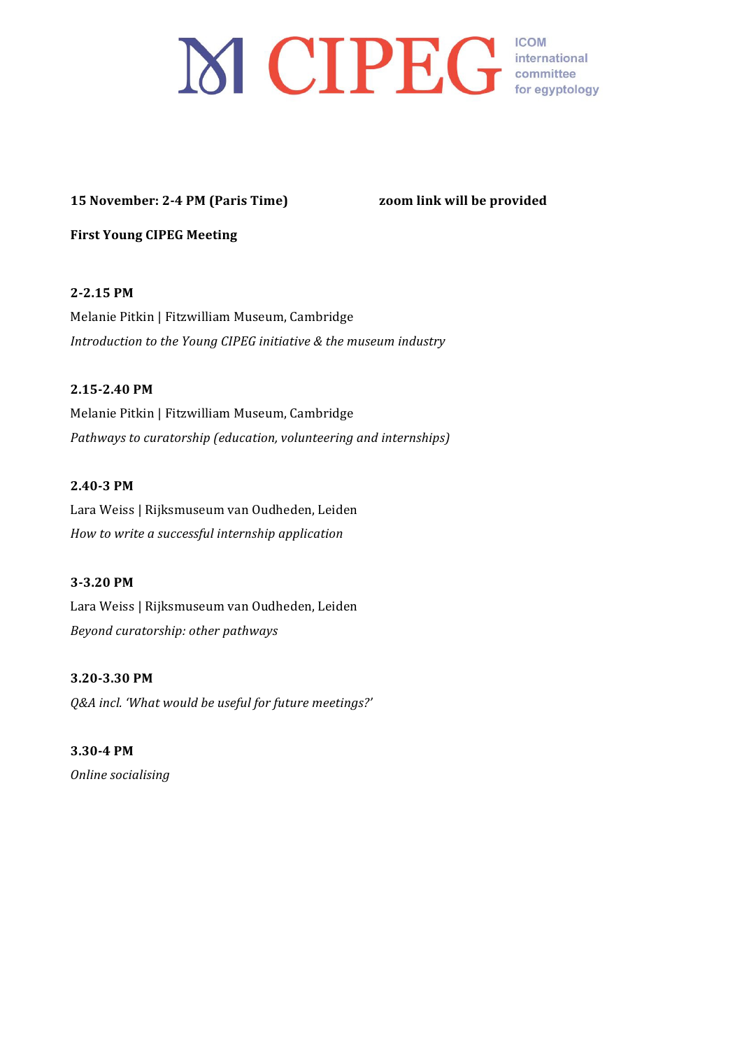# CIPEG

ICOM international committee for egyptology

**15 November: 2-4 PM (Paris Time)** **zoom link will be provided**

**First Young CIPEG Meeting**

**2-2.15 PM**

Melanie Pitkin | Fitzwilliam Museum, Cambridge

*Introduction to the Young CIPEG initiative & the museum industry*

**2.15-2.40 PM**

Melanie Pitkin | Fitzwilliam Museum, Cambridge

*Pathways to curatorship (education, volunteering and internships)*

**2.40-3 PM**

Lara Weiss | Rijksmuseum van Oudheden, Leiden

*How to write a successful internship application*

**3-3.20 PM**

Lara Weiss | Rijksmuseum van Oudheden, Leiden

*Beyond curatorship: other pathways*

**3.20-3.30 PM**

*Q&A incl. 'What would be useful for future meetings?'*

**3.30-4 PM**

*Online socialising*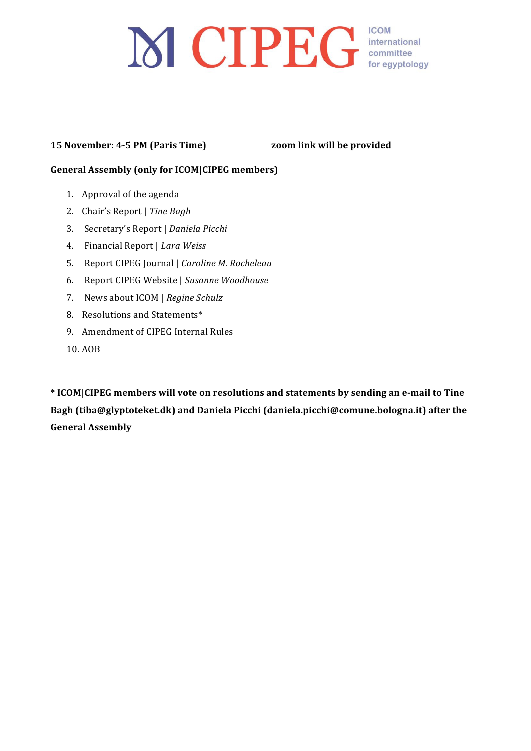CIPEG ICOM international committee for egyptology

**15 November: 4-5 PM (Paris Time)** **zoom link will be provided**

**General Assembly (only for ICOM|CIPEG members)**

1. Approval of the agenda
2. Chair's Report | *Tine Bagh*
3. Secretary's Report | *Daniela Picchi*
4. Financial Report | *Lara Weiss*
5. Report CIPEG Journal | *Caroline M. Rocheleau*
6. Report CIPEG Website | *Susanne Woodhouse*
7. News about ICOM | *Regine Schulz*
8. Resolutions and Statements*
9. Amendment of CIPEG Internal Rules
10. AOB

**\* ICOM|CIPEG members will vote on resolutions and statements by sending an e-mail to Tine Bagh (tiba@glyptoteket.dk) and Daniela Picchi (daniela.picchi@comune.bologna.it) after the General Assembly**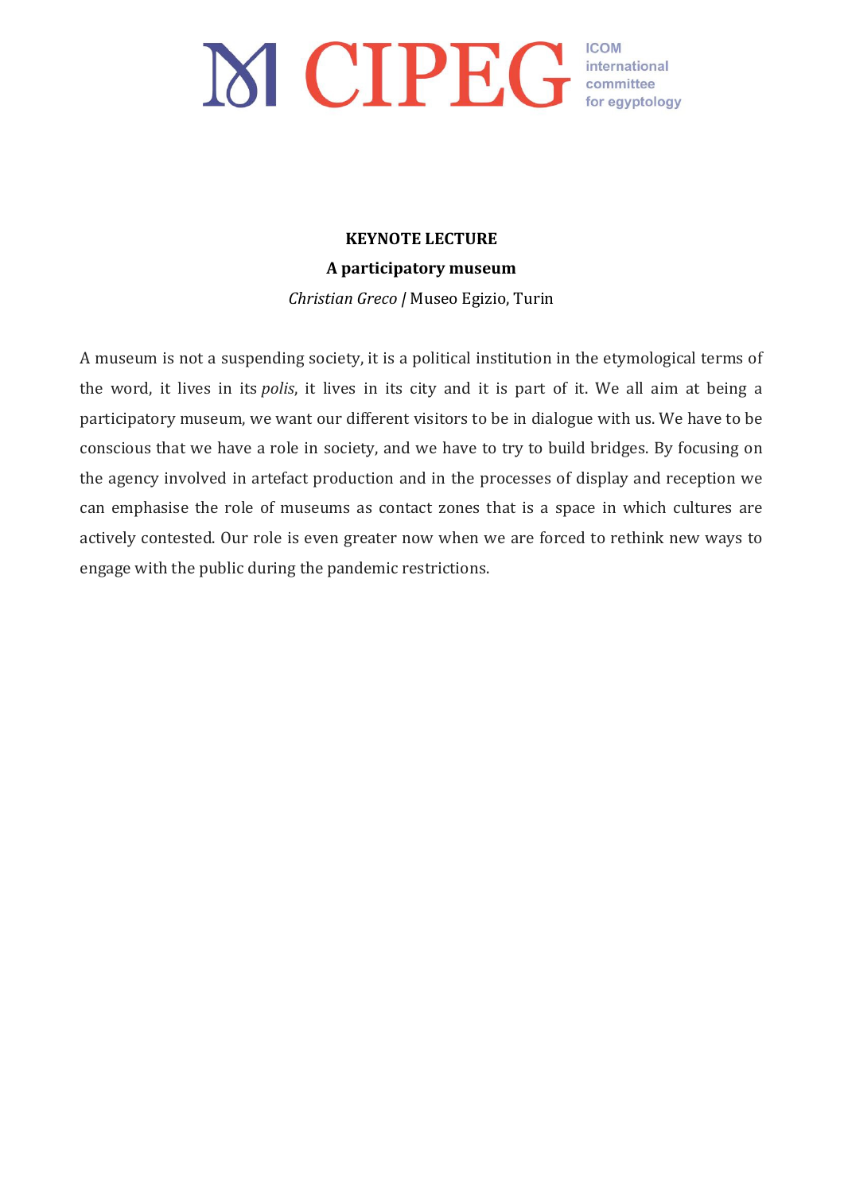**KEYNOTE LECTURE**

**A participatory museum**

*Christian Greco* | Museo Egizio, Turin

A museum is not a suspending society, it is a political institution in the etymological terms of the word, it lives in its *polis*, it lives in its city and it is part of it. We all aim at being a participatory museum, we want our different visitors to be in dialogue with us. We have to be conscious that we have a role in society, and we have to try to build bridges. By focusing on the agency involved in artefact production and in the processes of display and reception we can emphasise the role of museums as contact zones that is a space in which cultures are actively contested. Our role is even greater now when we are forced to rethink new ways to engage with the public during the pandemic restrictions.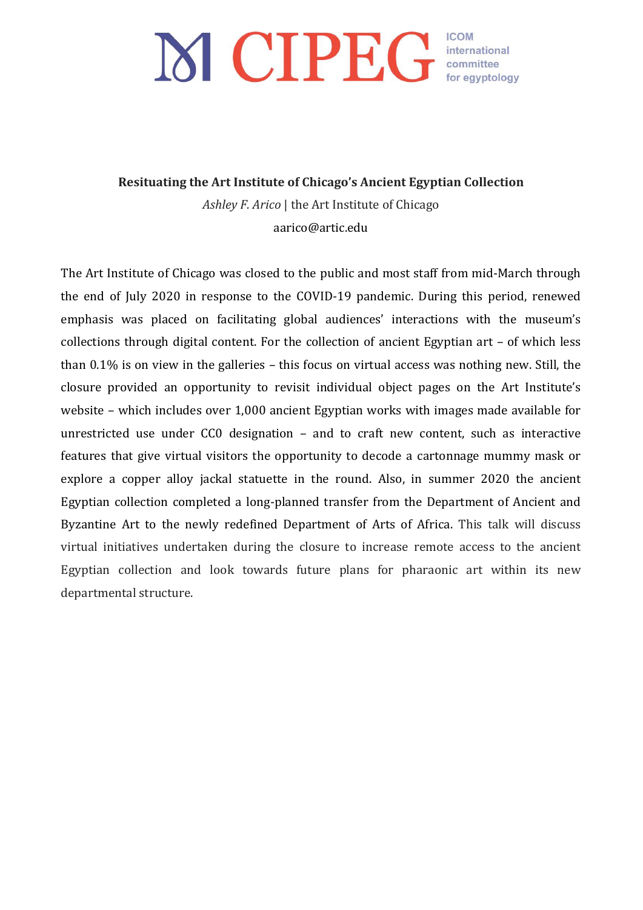**Resituating the Art Institute of Chicago's Ancient Egyptian Collection**

*Ashley F. Arico* | the Art Institute of Chicago

aarico@artic.edu

The Art Institute of Chicago was closed to the public and most staff from mid-March through the end of July 2020 in response to the COVID-19 pandemic. During this period, renewed emphasis was placed on facilitating global audiences' interactions with the museum's collections through digital content. For the collection of ancient Egyptian art – of which less than 0.1% is on view in the galleries – this focus on virtual access was nothing new. Still, the closure provided an opportunity to revisit individual object pages on the Art Institute's website – which includes over 1,000 ancient Egyptian works with images made available for unrestricted use under CC0 designation – and to craft new content, such as interactive features that give virtual visitors the opportunity to decode a cartonnage mummy mask or explore a copper alloy jackal statuette in the round. Also, in summer 2020 the ancient Egyptian collection completed a long-planned transfer from the Department of Ancient and Byzantine Art to the newly redefined Department of Arts of Africa. This talk will discuss virtual initiatives undertaken during the closure to increase remote access to the ancient Egyptian collection and look towards future plans for pharaonic art within its new departmental structure.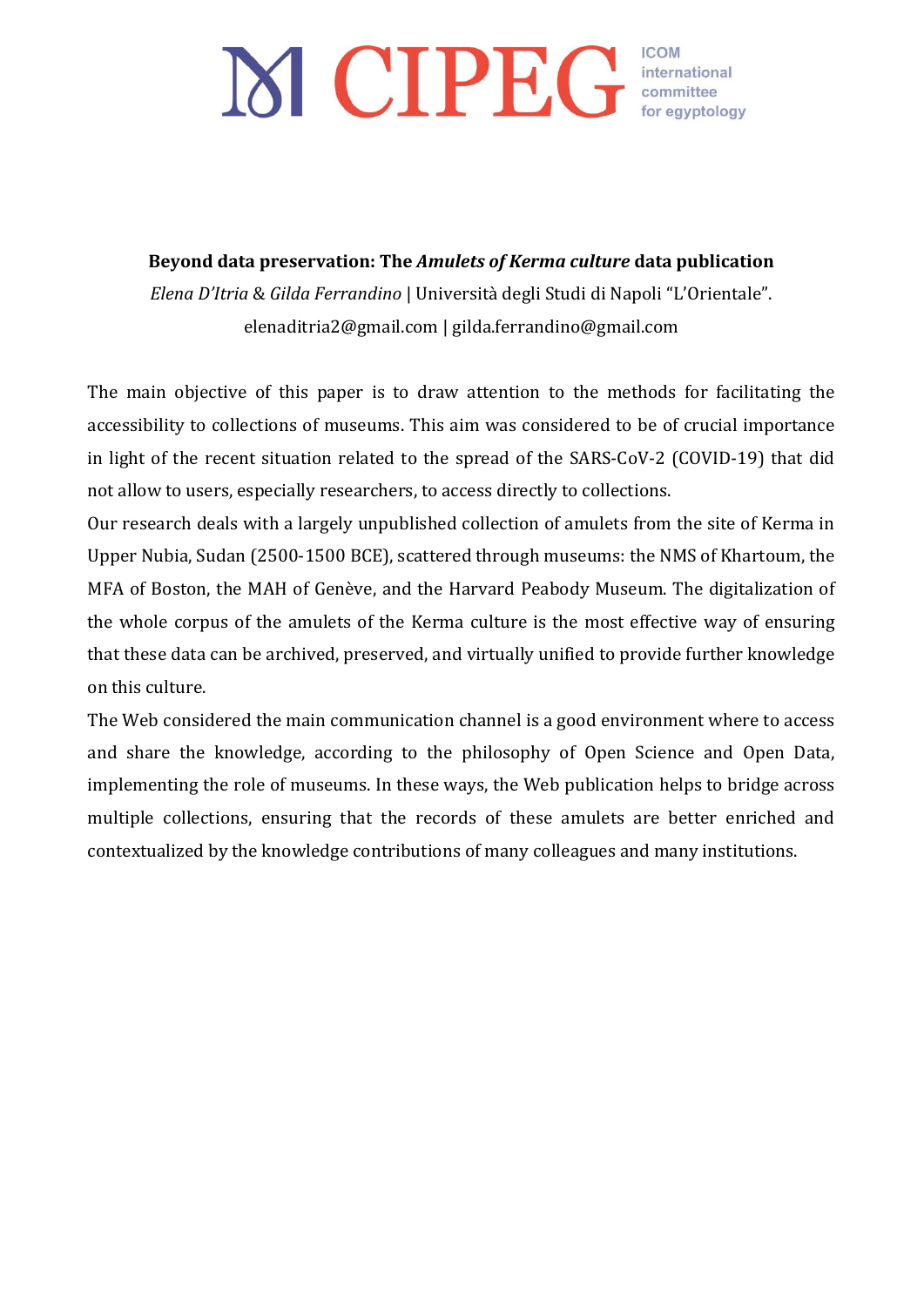**Beyond data preservation: The *Amulets of Kerma culture* data publication**

*Elena D'Itria* & *Gilda Ferrandino* | Università degli Studi di Napoli "L'Orientale".

elenaditria2@gmail.com | gilda.ferrandino@gmail.com

The main objective of this paper is to draw attention to the methods for facilitating the accessibility to collections of museums. This aim was considered to be of crucial importance in light of the recent situation related to the spread of the SARS-CoV-2 (COVID-19) that did not allow to users, especially researchers, to access directly to collections.

Our research deals with a largely unpublished collection of amulets from the site of Kerma in Upper Nubia, Sudan (2500-1500 BCE), scattered through museums: the NMS of Khartoum, the MFA of Boston, the MAH of Genève, and the Harvard Peabody Museum. The digitalization of the whole corpus of the amulets of the Kerma culture is the most effective way of ensuring that these data can be archived, preserved, and virtually unified to provide further knowledge on this culture.

The Web considered the main communication channel is a good environment where to access and share the knowledge, according to the philosophy of Open Science and Open Data, implementing the role of museums. In these ways, the Web publication helps to bridge across multiple collections, ensuring that the records of these amulets are better enriched and contextualized by the knowledge contributions of many colleagues and many institutions.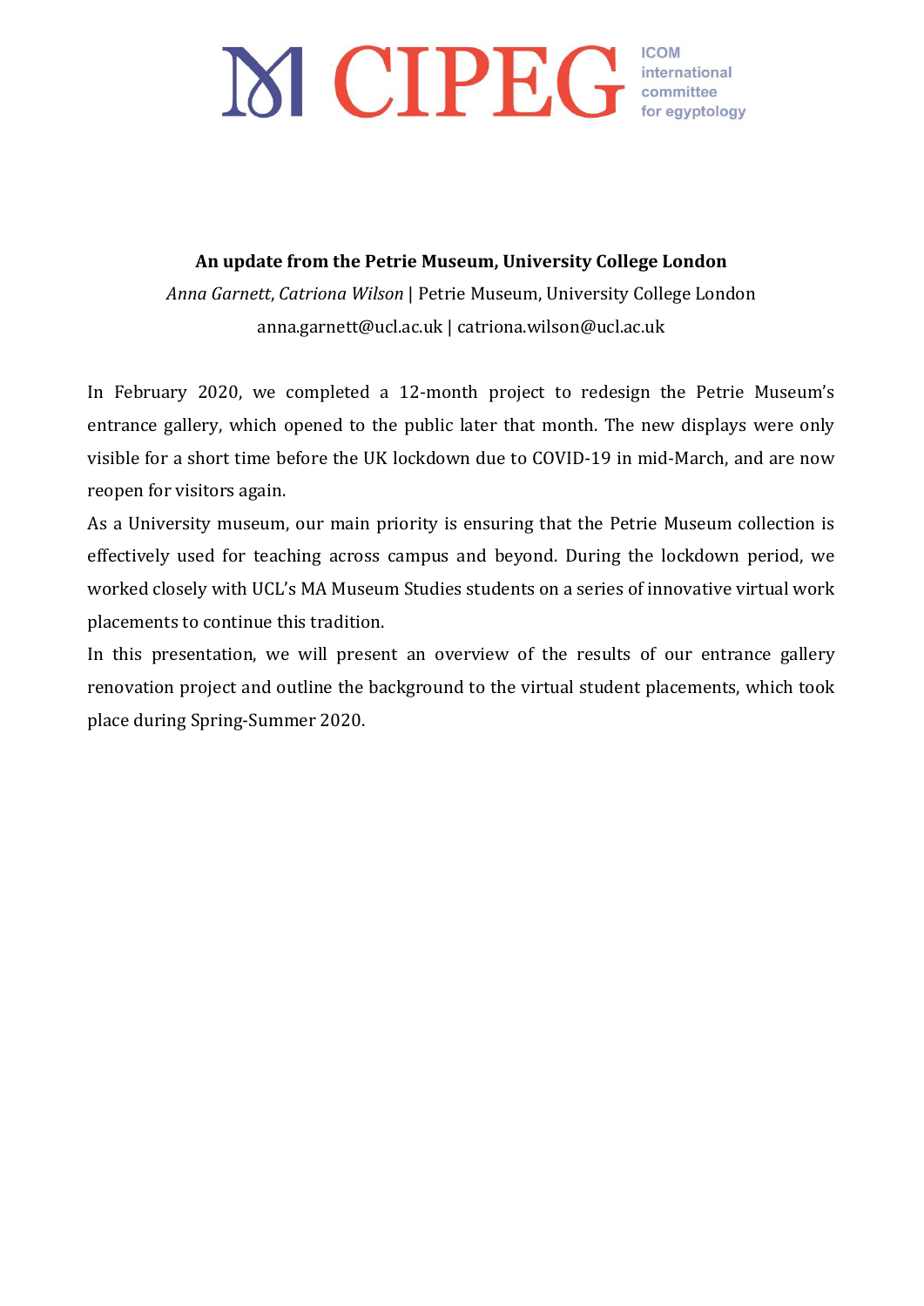## An update from the Petrie Museum, University College London

*Anna Garnett*, *Catriona Wilson* | Petrie Museum, University College London
anna.garnett@ucl.ac.uk | catriona.wilson@ucl.ac.uk

In February 2020, we completed a 12-month project to redesign the Petrie Museum's entrance gallery, which opened to the public later that month. The new displays were only visible for a short time before the UK lockdown due to COVID-19 in mid-March, and are now reopen for visitors again.

As a University museum, our main priority is ensuring that the Petrie Museum collection is effectively used for teaching across campus and beyond. During the lockdown period, we worked closely with UCL's MA Museum Studies students on a series of innovative virtual work placements to continue this tradition.

In this presentation, we will present an overview of the results of our entrance gallery renovation project and outline the background to the virtual student placements, which took place during Spring-Summer 2020.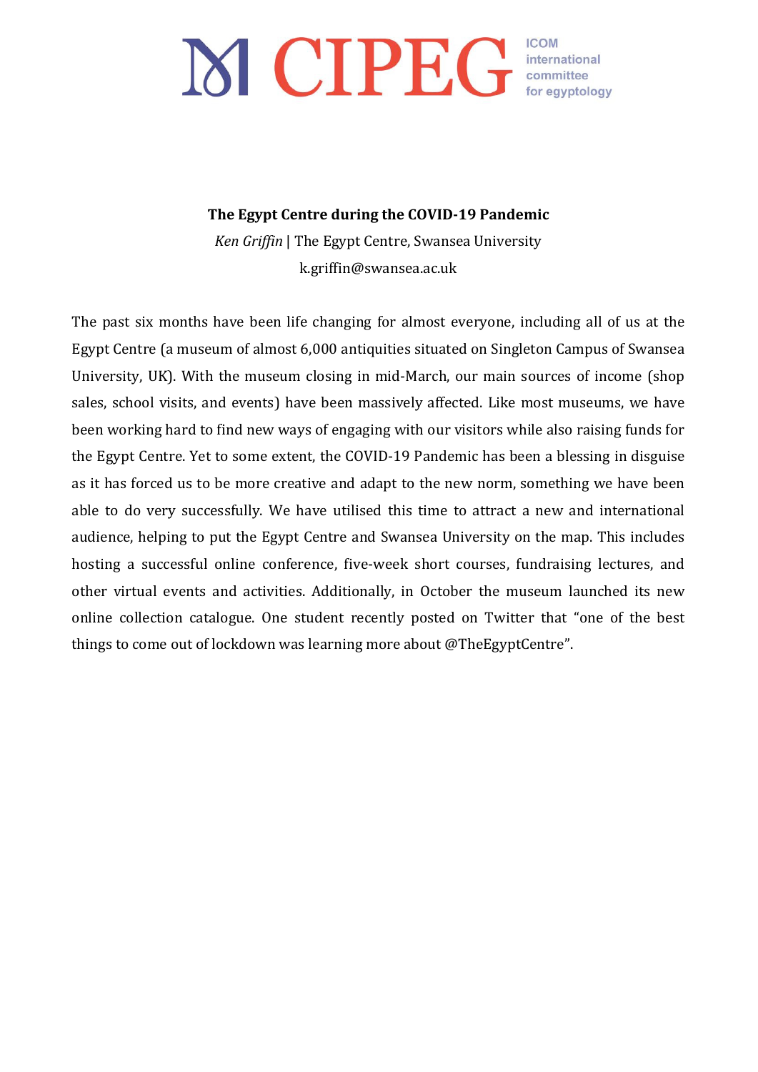## The Egypt Centre during the COVID-19 Pandemic

*Ken Griffin* | The Egypt Centre, Swansea University

k.griffin@swansea.ac.uk

The past six months have been life changing for almost everyone, including all of us at the Egypt Centre (a museum of almost 6,000 antiquities situated on Singleton Campus of Swansea University, UK). With the museum closing in mid-March, our main sources of income (shop sales, school visits, and events) have been massively affected. Like most museums, we have been working hard to find new ways of engaging with our visitors while also raising funds for the Egypt Centre. Yet to some extent, the COVID-19 Pandemic has been a blessing in disguise as it has forced us to be more creative and adapt to the new norm, something we have been able to do very successfully. We have utilised this time to attract a new and international audience, helping to put the Egypt Centre and Swansea University on the map. This includes hosting a successful online conference, five-week short courses, fundraising lectures, and other virtual events and activities. Additionally, in October the museum launched its new online collection catalogue. One student recently posted on Twitter that "one of the best things to come out of lockdown was learning more about @TheEgyptCentre".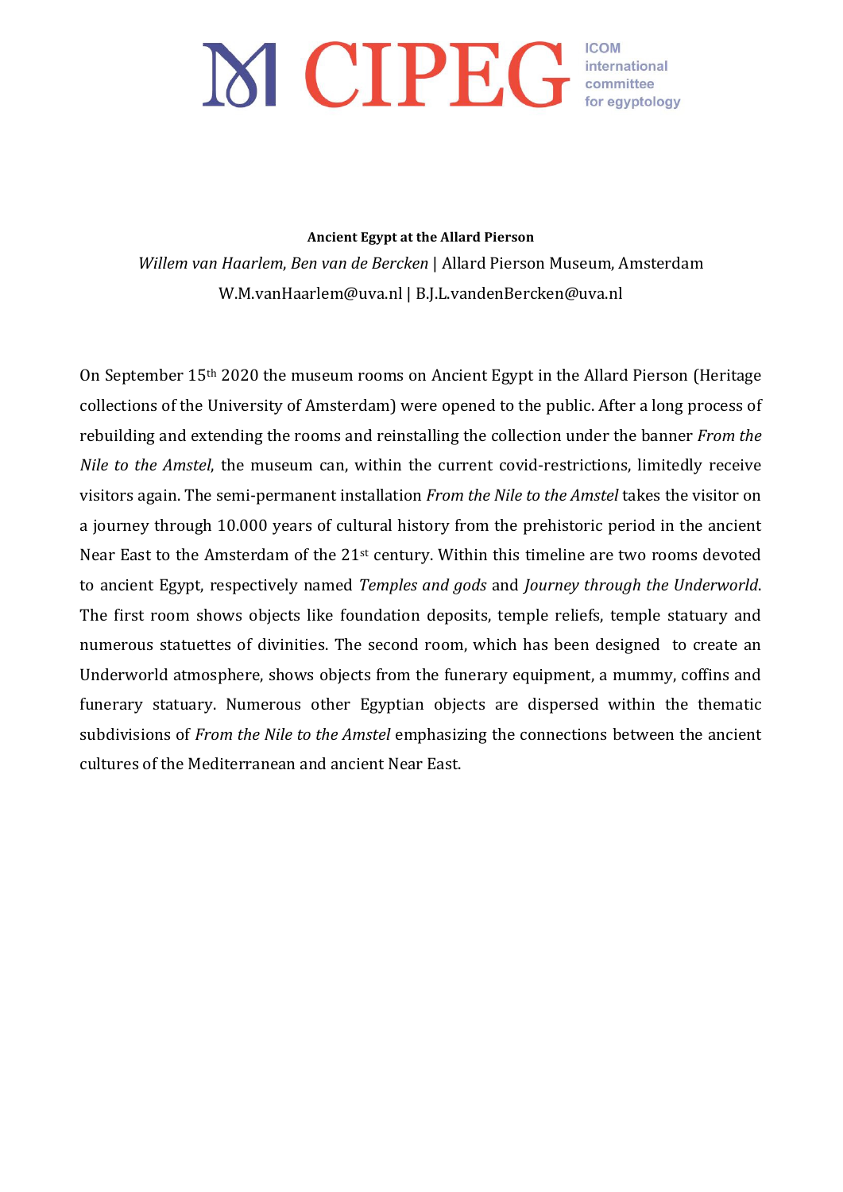**Ancient Egypt at the Allard Pierson**

*Willem van Haarlem, Ben van de Bercken* | Allard Pierson Museum, Amsterdam

W.M.vanHaarlem@uva.nl | B.J.L.vandenBercken@uva.nl

On September 15th 2020 the museum rooms on Ancient Egypt in the Allard Pierson (Heritage collections of the University of Amsterdam) were opened to the public. After a long process of rebuilding and extending the rooms and reinstalling the collection under the banner *From the Nile to the Amstel*, the museum can, within the current covid-restrictions, limitedly receive visitors again. The semi-permanent installation *From the Nile to the Amstel* takes the visitor on a journey through 10.000 years of cultural history from the prehistoric period in the ancient Near East to the Amsterdam of the 21st century. Within this timeline are two rooms devoted to ancient Egypt, respectively named *Temples and gods* and *Journey through the Underworld*. The first room shows objects like foundation deposits, temple reliefs, temple statuary and numerous statuettes of divinities. The second room, which has been designed to create an Underworld atmosphere, shows objects from the funerary equipment, a mummy, coffins and funerary statuary. Numerous other Egyptian objects are dispersed within the thematic subdivisions of *From the Nile to the Amstel* emphasizing the connections between the ancient cultures of the Mediterranean and ancient Near East.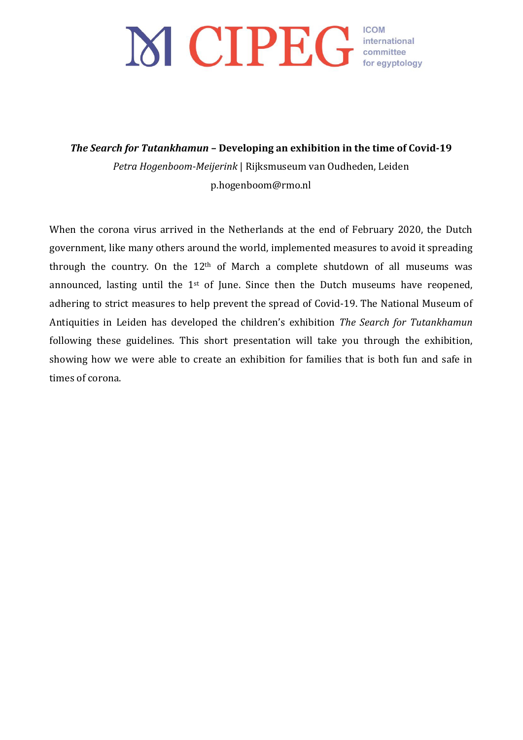## *The Search for Tutankhamun* – Developing an exhibition in the time of Covid-19

*Petra Hogenboom-Meijerink* | Rijksmuseum van Oudheden, Leiden

p.hogenboom@rmo.nl

When the corona virus arrived in the Netherlands at the end of February 2020, the Dutch government, like many others around the world, implemented measures to avoid it spreading through the country. On the 12th of March a complete shutdown of all museums was announced, lasting until the 1st of June. Since then the Dutch museums have reopened, adhering to strict measures to help prevent the spread of Covid-19. The National Museum of Antiquities in Leiden has developed the children's exhibition *The Search for Tutankhamun* following these guidelines. This short presentation will take you through the exhibition, showing how we were able to create an exhibition for families that is both fun and safe in times of corona.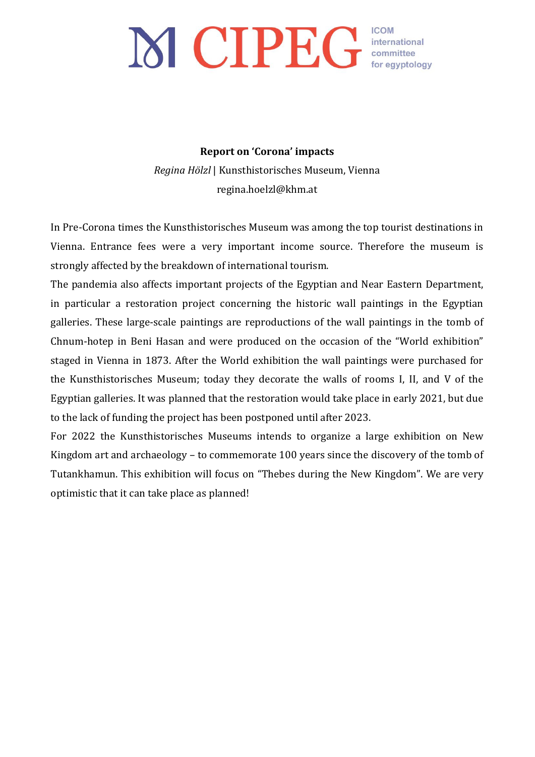**Report on 'Corona' impacts**

*Regina Hölzl* | Kunsthistorisches Museum, Vienna

regina.hoelzl@khm.at

In Pre-Corona times the Kunsthistorisches Museum was among the top tourist destinations in Vienna. Entrance fees were a very important income source. Therefore the museum is strongly affected by the breakdown of international tourism.

The pandemia also affects important projects of the Egyptian and Near Eastern Department, in particular a restoration project concerning the historic wall paintings in the Egyptian galleries. These large-scale paintings are reproductions of the wall paintings in the tomb of Chnum-hotep in Beni Hasan and were produced on the occasion of the "World exhibition" staged in Vienna in 1873. After the World exhibition the wall paintings were purchased for the Kunsthistorisches Museum; today they decorate the walls of rooms I, II, and V of the Egyptian galleries. It was planned that the restoration would take place in early 2021, but due to the lack of funding the project has been postponed until after 2023.

For 2022 the Kunsthistorisches Museums intends to organize a large exhibition on New Kingdom art and archaeology – to commemorate 100 years since the discovery of the tomb of Tutankhamun. This exhibition will focus on "Thebes during the New Kingdom". We are very optimistic that it can take place as planned!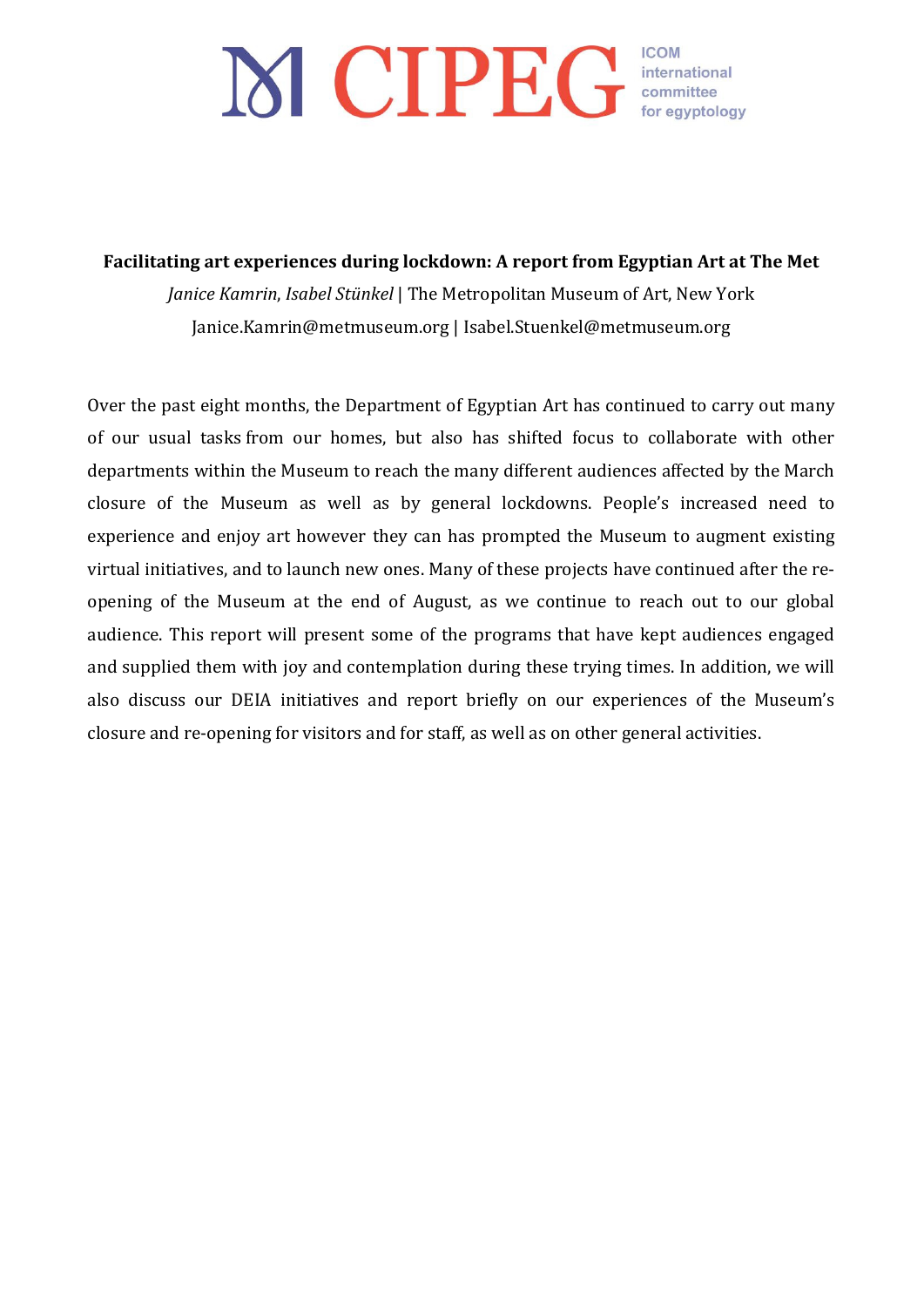**Facilitating art experiences during lockdown: A report from Egyptian Art at The Met**

*Janice Kamrin, Isabel Stünkel* | The Metropolitan Museum of Art, New York

Janice.Kamrin@metmuseum.org | Isabel.Stuenkel@metmuseum.org

Over the past eight months, the Department of Egyptian Art has continued to carry out many of our usual tasks from our homes, but also has shifted focus to collaborate with other departments within the Museum to reach the many different audiences affected by the March closure of the Museum as well as by general lockdowns. People's increased need to experience and enjoy art however they can has prompted the Museum to augment existing virtual initiatives, and to launch new ones. Many of these projects have continued after the re-opening of the Museum at the end of August, as we continue to reach out to our global audience. This report will present some of the programs that have kept audiences engaged and supplied them with joy and contemplation during these trying times. In addition, we will also discuss our DEIA initiatives and report briefly on our experiences of the Museum's closure and re-opening for visitors and for staff, as well as on other general activities.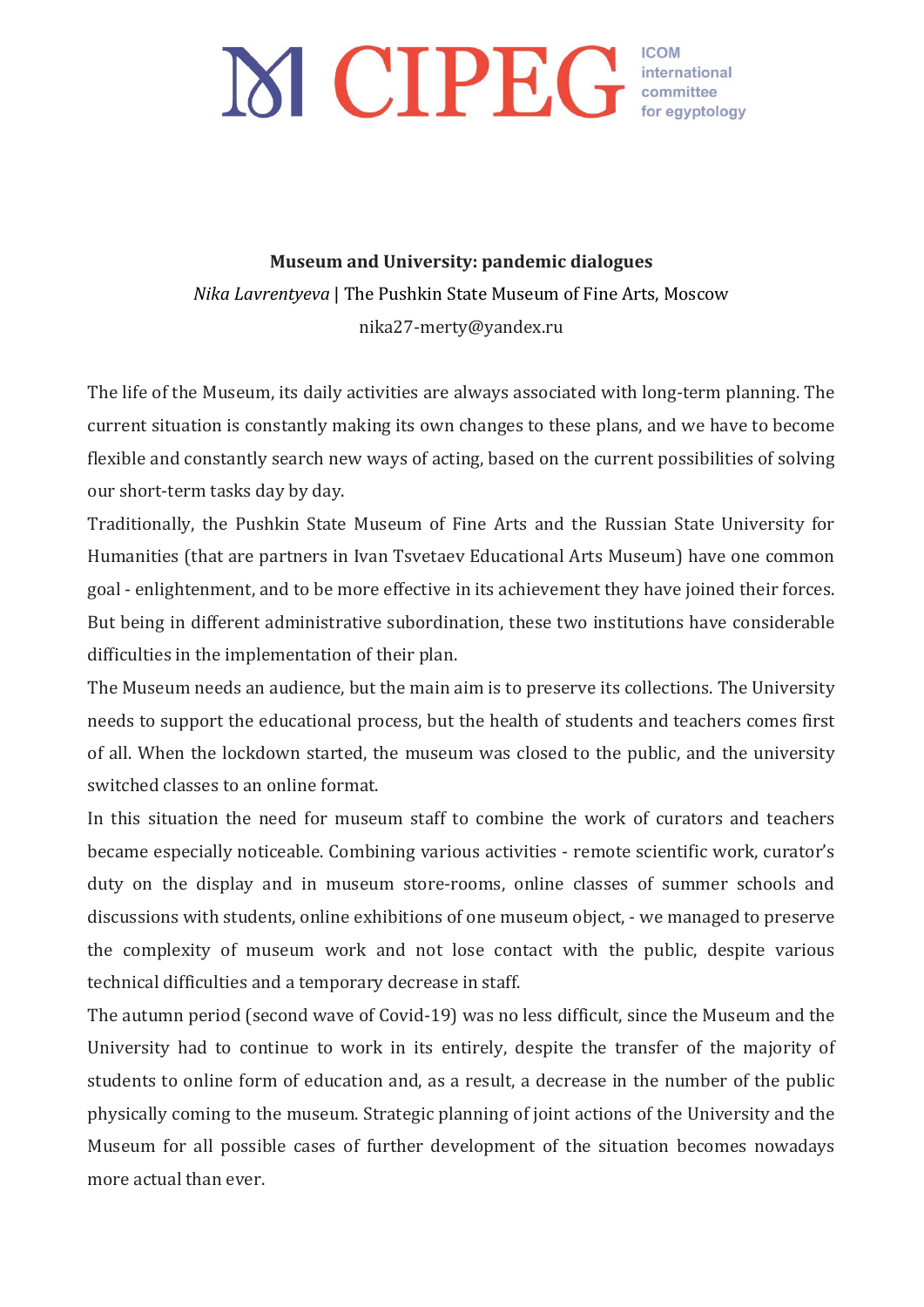**Museum and University: pandemic dialogues**

*Nika Lavrentyeva* | The Pushkin State Museum of Fine Arts, Moscow

nika27-merty@yandex.ru

The life of the Museum, its daily activities are always associated with long-term planning. The current situation is constantly making its own changes to these plans, and we have to become flexible and constantly search new ways of acting, based on the current possibilities of solving our short-term tasks day by day.

Traditionally, the Pushkin State Museum of Fine Arts and the Russian State University for Humanities (that are partners in Ivan Tsvetaev Educational Arts Museum) have one common goal - enlightenment, and to be more effective in its achievement they have joined their forces. But being in different administrative subordination, these two institutions have considerable difficulties in the implementation of their plan.

The Museum needs an audience, but the main aim is to preserve its collections. The University needs to support the educational process, but the health of students and teachers comes first of all. When the lockdown started, the museum was closed to the public, and the university switched classes to an online format.

In this situation the need for museum staff to combine the work of curators and teachers became especially noticeable. Combining various activities - remote scientific work, curator's duty on the display and in museum store-rooms, online classes of summer schools and discussions with students, online exhibitions of one museum object, - we managed to preserve the complexity of museum work and not lose contact with the public, despite various technical difficulties and a temporary decrease in staff.

The autumn period (second wave of Covid-19) was no less difficult, since the Museum and the University had to continue to work in its entirely, despite the transfer of the majority of students to online form of education and, as a result, a decrease in the number of the public physically coming to the museum. Strategic planning of joint actions of the University and the Museum for all possible cases of further development of the situation becomes nowadays more actual than ever.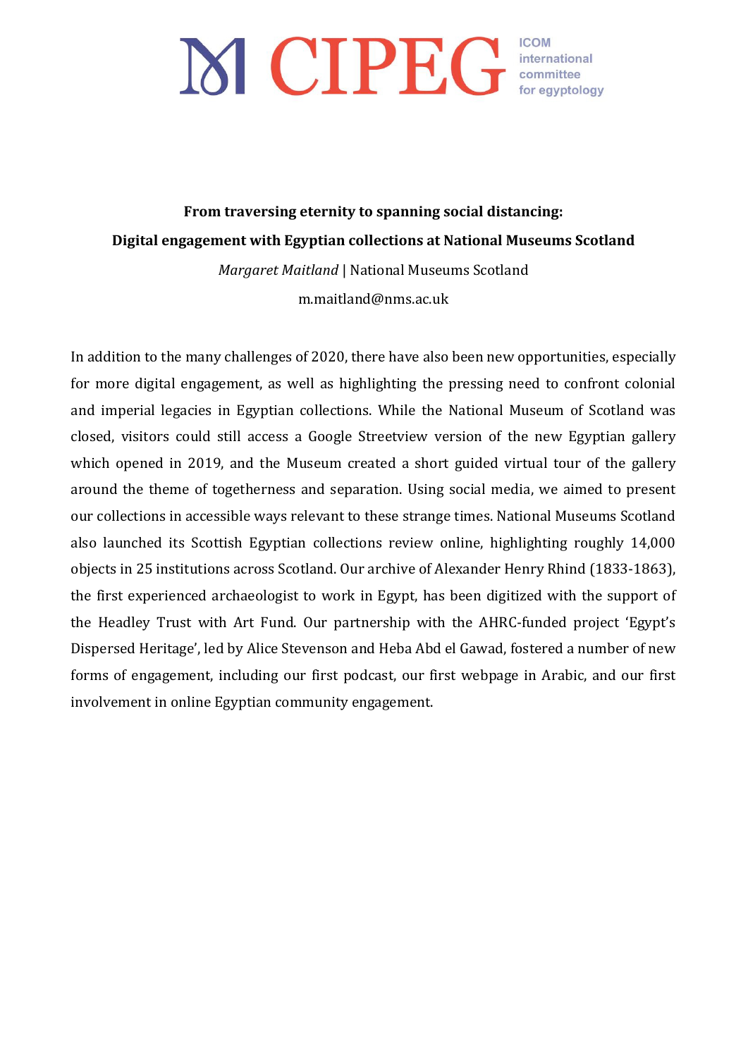**From traversing eternity to spanning social distancing:**
**Digital engagement with Egyptian collections at National Museums Scotland**

*Margaret Maitland* | National Museums Scotland

m.maitland@nms.ac.uk

In addition to the many challenges of 2020, there have also been new opportunities, especially for more digital engagement, as well as highlighting the pressing need to confront colonial and imperial legacies in Egyptian collections. While the National Museum of Scotland was closed, visitors could still access a Google Streetview version of the new Egyptian gallery which opened in 2019, and the Museum created a short guided virtual tour of the gallery around the theme of togetherness and separation. Using social media, we aimed to present our collections in accessible ways relevant to these strange times. National Museums Scotland also launched its Scottish Egyptian collections review online, highlighting roughly 14,000 objects in 25 institutions across Scotland. Our archive of Alexander Henry Rhind (1833-1863), the first experienced archaeologist to work in Egypt, has been digitized with the support of the Headley Trust with Art Fund. Our partnership with the AHRC-funded project 'Egypt's Dispersed Heritage', led by Alice Stevenson and Heba Abd el Gawad, fostered a number of new forms of engagement, including our first podcast, our first webpage in Arabic, and our first involvement in online Egyptian community engagement.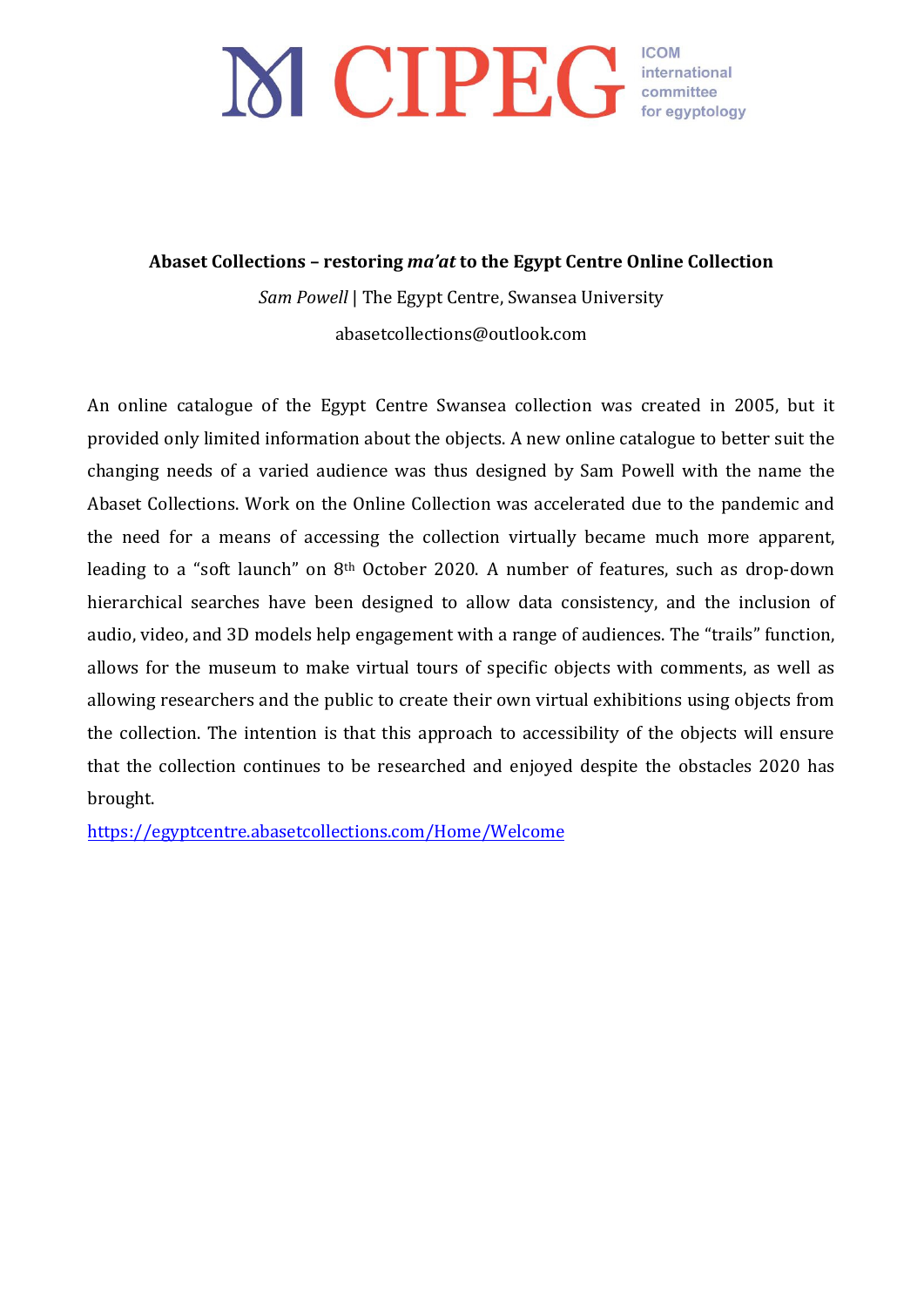**Abaset Collections – restoring *ma'at* to the Egypt Centre Online Collection**

*Sam Powell* | The Egypt Centre, Swansea University

abasetcollections@outlook.com

An online catalogue of the Egypt Centre Swansea collection was created in 2005, but it provided only limited information about the objects. A new online catalogue to better suit the changing needs of a varied audience was thus designed by Sam Powell with the name the Abaset Collections. Work on the Online Collection was accelerated due to the pandemic and the need for a means of accessing the collection virtually became much more apparent, leading to a "soft launch" on 8th October 2020. A number of features, such as drop-down hierarchical searches have been designed to allow data consistency, and the inclusion of audio, video, and 3D models help engagement with a range of audiences. The "trails" function, allows for the museum to make virtual tours of specific objects with comments, as well as allowing researchers and the public to create their own virtual exhibitions using objects from the collection. The intention is that this approach to accessibility of the objects will ensure that the collection continues to be researched and enjoyed despite the obstacles 2020 has brought.

https://egyptcentre.abasetcollections.com/Home/Welcome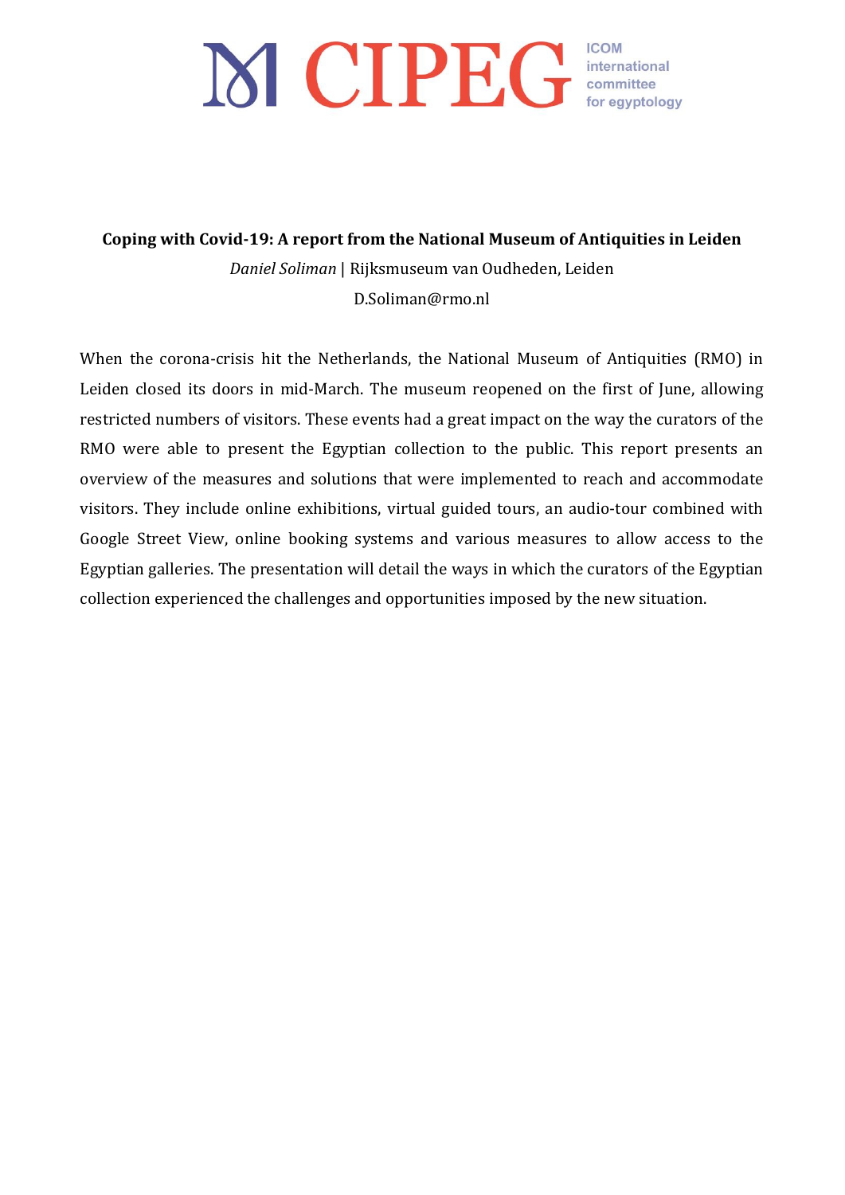**Coping with Covid-19: A report from the National Museum of Antiquities in Leiden**

*Daniel Soliman* | Rijksmuseum van Oudheden, Leiden

D.Soliman@rmo.nl

When the corona-crisis hit the Netherlands, the National Museum of Antiquities (RMO) in Leiden closed its doors in mid-March. The museum reopened on the first of June, allowing restricted numbers of visitors. These events had a great impact on the way the curators of the RMO were able to present the Egyptian collection to the public. This report presents an overview of the measures and solutions that were implemented to reach and accommodate visitors. They include online exhibitions, virtual guided tours, an audio-tour combined with Google Street View, online booking systems and various measures to allow access to the Egyptian galleries. The presentation will detail the ways in which the curators of the Egyptian collection experienced the challenges and opportunities imposed by the new situation.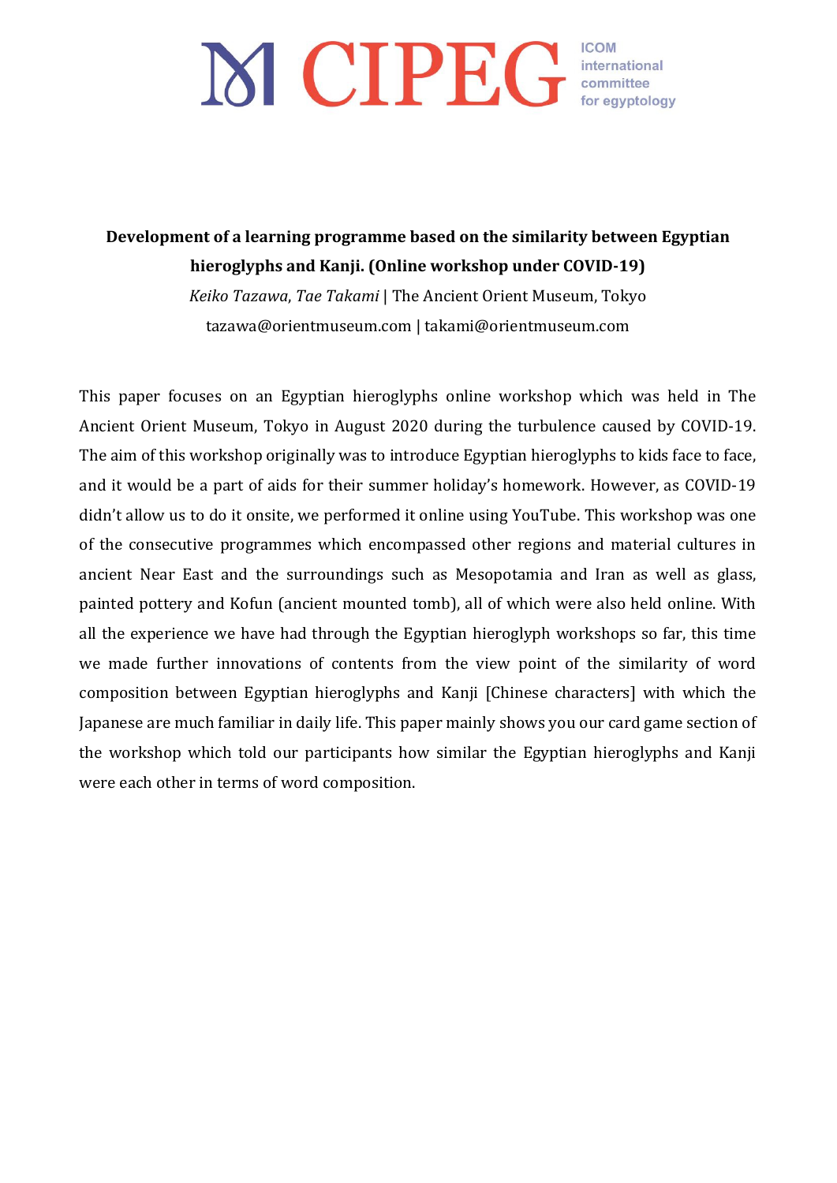**Development of a learning programme based on the similarity between Egyptian hieroglyphs and Kanji. (Online workshop under COVID-19)**

*Keiko Tazawa*, *Tae Takami* | The Ancient Orient Museum, Tokyo

tazawa@orientmuseum.com | takami@orientmuseum.com

This paper focuses on an Egyptian hieroglyphs online workshop which was held in The Ancient Orient Museum, Tokyo in August 2020 during the turbulence caused by COVID-19. The aim of this workshop originally was to introduce Egyptian hieroglyphs to kids face to face, and it would be a part of aids for their summer holiday's homework. However, as COVID-19 didn't allow us to do it onsite, we performed it online using YouTube. This workshop was one of the consecutive programmes which encompassed other regions and material cultures in ancient Near East and the surroundings such as Mesopotamia and Iran as well as glass, painted pottery and Kofun (ancient mounted tomb), all of which were also held online. With all the experience we have had through the Egyptian hieroglyph workshops so far, this time we made further innovations of contents from the view point of the similarity of word composition between Egyptian hieroglyphs and Kanji [Chinese characters] with which the Japanese are much familiar in daily life. This paper mainly shows you our card game section of the workshop which told our participants how similar the Egyptian hieroglyphs and Kanji were each other in terms of word composition.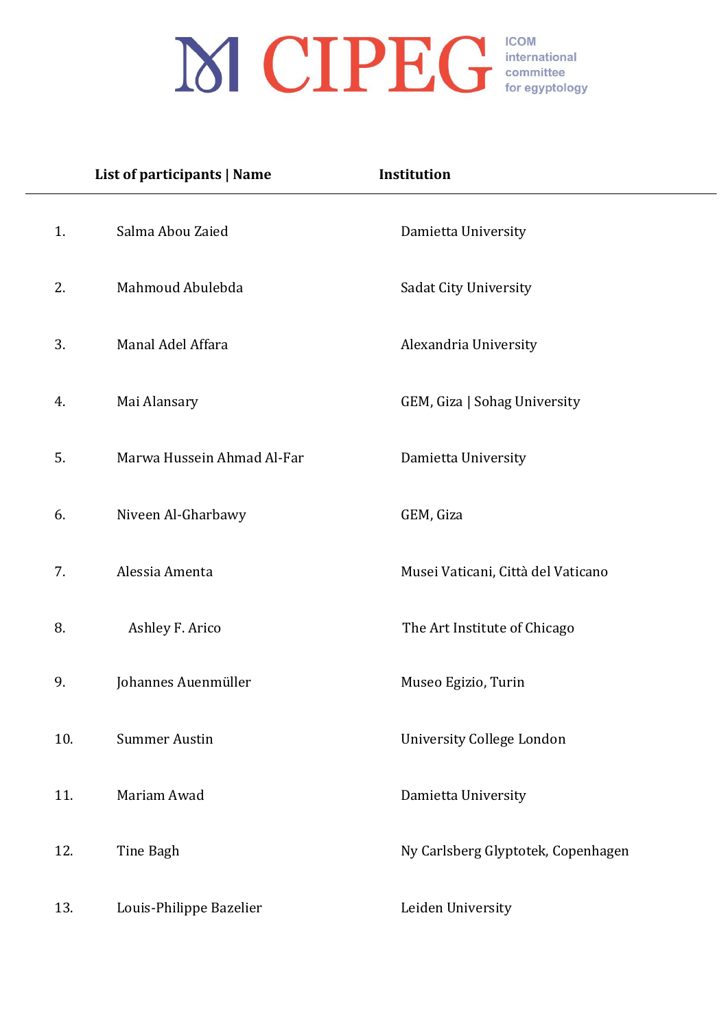CIPEG ICOM international committee for egyptology

| | List of participants \| Name | Institution |
|---|---|---|
| 1. | Salma Abou Zaied | Damietta University |
| 2. | Mahmoud Abulebda | Sadat City University |
| 3. | Manal Adel Affara | Alexandria University |
| 4. | Mai Alansary | GEM, Giza \| Sohag University |
| 5. | Marwa Hussein Ahmad Al-Far | Damietta University |
| 6. | Niveen Al-Gharbawy | GEM, Giza |
| 7. | Alessia Amenta | Musei Vaticani, Città del Vaticano |
| 8. | Ashley F. Arico | The Art Institute of Chicago |
| 9. | Johannes Auenmüller | Museo Egizio, Turin |
| 10. | Summer Austin | University College London |
| 11. | Mariam Awad | Damietta University |
| 12. | Tine Bagh | Ny Carlsberg Glyptotek, Copenhagen |
| 13. | Louis-Philippe Bazelier | Leiden University |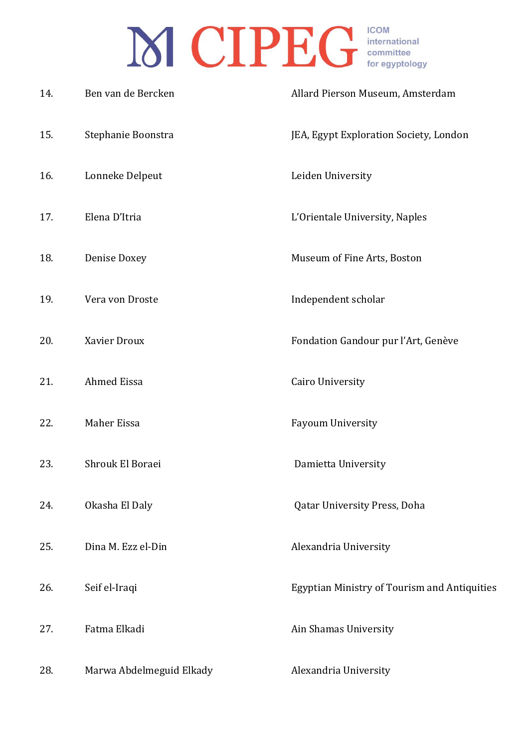| | | |
|---|---|---|
| 14. | Ben van de Bercken | Allard Pierson Museum, Amsterdam |
| 15. | Stephanie Boonstra | JEA, Egypt Exploration Society, London |
| 16. | Lonneke Delpeut | Leiden University |
| 17. | Elena D'Itria | L'Orientale University, Naples |
| 18. | Denise Doxey | Museum of Fine Arts, Boston |
| 19. | Vera von Droste | Independent scholar |
| 20. | Xavier Droux | Fondation Gandour pur l'Art, Genève |
| 21. | Ahmed Eissa | Cairo University |
| 22. | Maher Eissa | Fayoum University |
| 23. | Shrouk El Boraei | Damietta University |
| 24. | Okasha El Daly | Qatar University Press, Doha |
| 25. | Dina M. Ezz el-Din | Alexandria University |
| 26. | Seif el-Iraqi | Egyptian Ministry of Tourism and Antiquities |
| 27. | Fatma Elkadi | Ain Shamas University |
| 28. | Marwa Abdelmeguid Elkady | Alexandria University |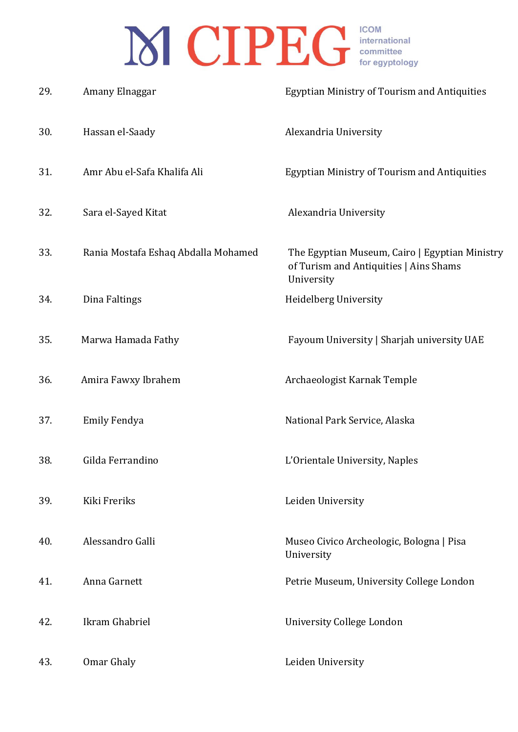| | | |
|---|---|---|
| 29. | Amany Elnaggar | Egyptian Ministry of Tourism and Antiquities |
| 30. | Hassan el-Saady | Alexandria University |
| 31. | Amr Abu el-Safa Khalifa Ali | Egyptian Ministry of Tourism and Antiquities |
| 32. | Sara el-Sayed Kitat | Alexandria University |
| 33. | Rania Mostafa Eshaq Abdalla Mohamed | The Egyptian Museum, Cairo \| Egyptian Ministry of Turism and Antiquities \| Ains Shams University |
| 34. | Dina Faltings | Heidelberg University |
| 35. | Marwa Hamada Fathy | Fayoum University \| Sharjah university UAE |
| 36. | Amira Fawxy Ibrahem | Archaeologist Karnak Temple |
| 37. | Emily Fendya | National Park Service, Alaska |
| 38. | Gilda Ferrandino | L'Orientale University, Naples |
| 39. | Kiki Freriks | Leiden University |
| 40. | Alessandro Galli | Museo Civico Archeologic, Bologna \| Pisa University |
| 41. | Anna Garnett | Petrie Museum, University College London |
| 42. | Ikram Ghabriel | University College London |
| 43. | Omar Ghaly | Leiden University |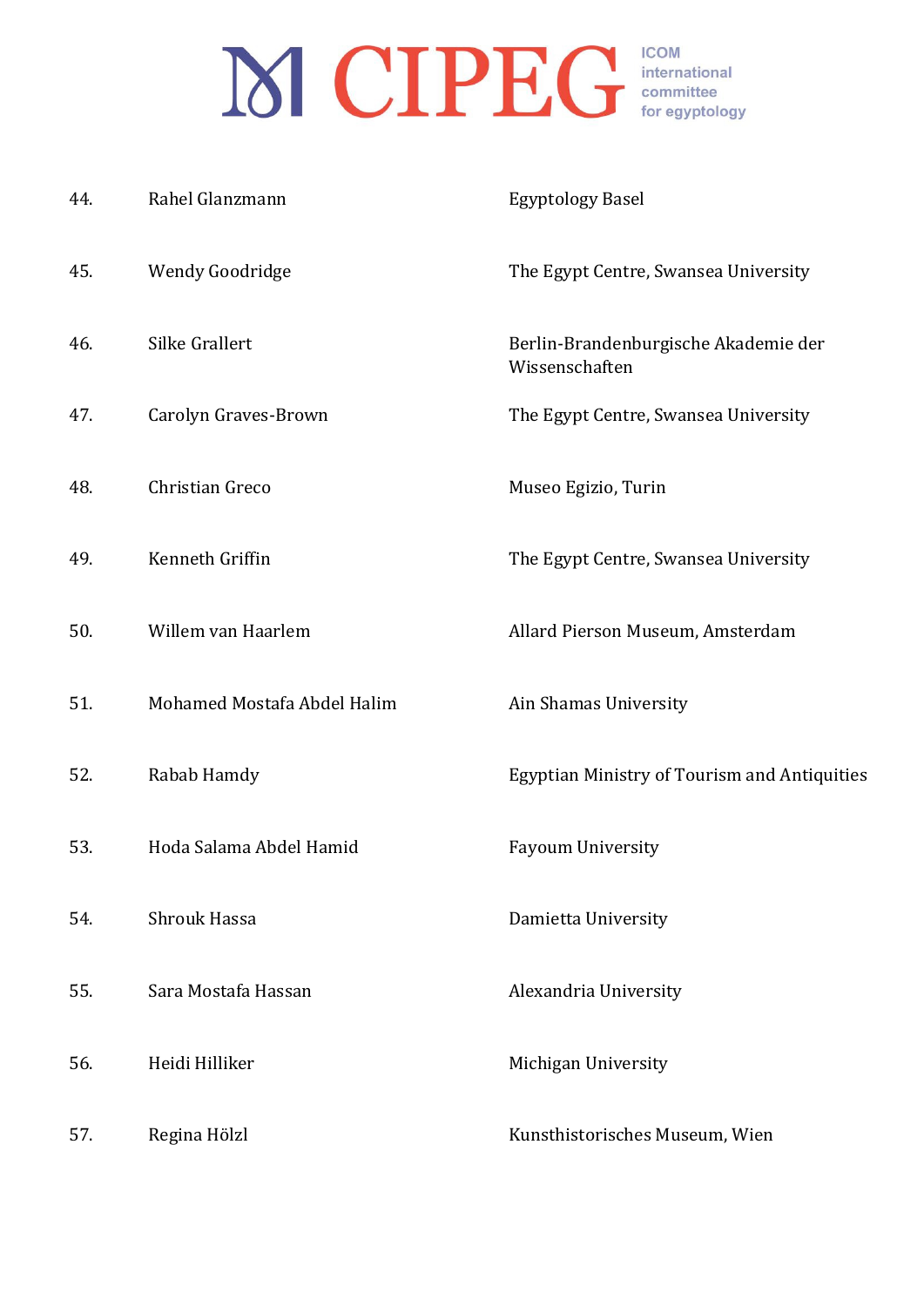| | | |
|---|---|---|
| 44. | Rahel Glanzmann | Egyptology Basel |
| 45. | Wendy Goodridge | The Egypt Centre, Swansea University |
| 46. | Silke Grallert | Berlin-Brandenburgische Akademie der Wissenschaften |
| 47. | Carolyn Graves-Brown | The Egypt Centre, Swansea University |
| 48. | Christian Greco | Museo Egizio, Turin |
| 49. | Kenneth Griffin | The Egypt Centre, Swansea University |
| 50. | Willem van Haarlem | Allard Pierson Museum, Amsterdam |
| 51. | Mohamed Mostafa Abdel Halim | Ain Shamas University |
| 52. | Rabab Hamdy | Egyptian Ministry of Tourism and Antiquities |
| 53. | Hoda Salama Abdel Hamid | Fayoum University |
| 54. | Shrouk Hassa | Damietta University |
| 55. | Sara Mostafa Hassan | Alexandria University |
| 56. | Heidi Hilliker | Michigan University |
| 57. | Regina Hölzl | Kunsthistorisches Museum, Wien |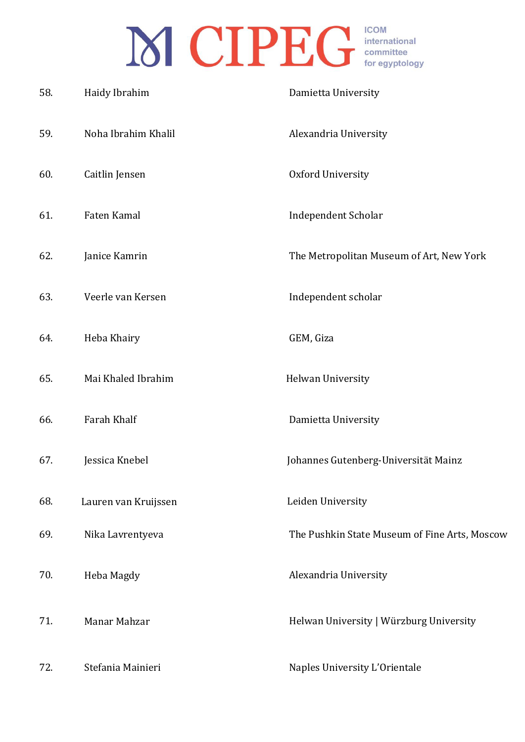| | | |
|---|---|---|
| 58. | Haidy Ibrahim | Damietta University |
| 59. | Noha Ibrahim Khalil | Alexandria University |
| 60. | Caitlin Jensen | Oxford University |
| 61. | Faten Kamal | Independent Scholar |
| 62. | Janice Kamrin | The Metropolitan Museum of Art, New York |
| 63. | Veerle van Kersen | Independent scholar |
| 64. | Heba Khairy | GEM, Giza |
| 65. | Mai Khaled Ibrahim | Helwan University |
| 66. | Farah Khalf | Damietta University |
| 67. | Jessica Knebel | Johannes Gutenberg-Universität Mainz |
| 68. | Lauren van Kruijssen | Leiden University |
| 69. | Nika Lavrentyeva | The Pushkin State Museum of Fine Arts, Moscow |
| 70. | Heba Magdy | Alexandria University |
| 71. | Manar Mahzar | Helwan University \| Würzburg University |
| 72. | Stefania Mainieri | Naples University L'Orientale |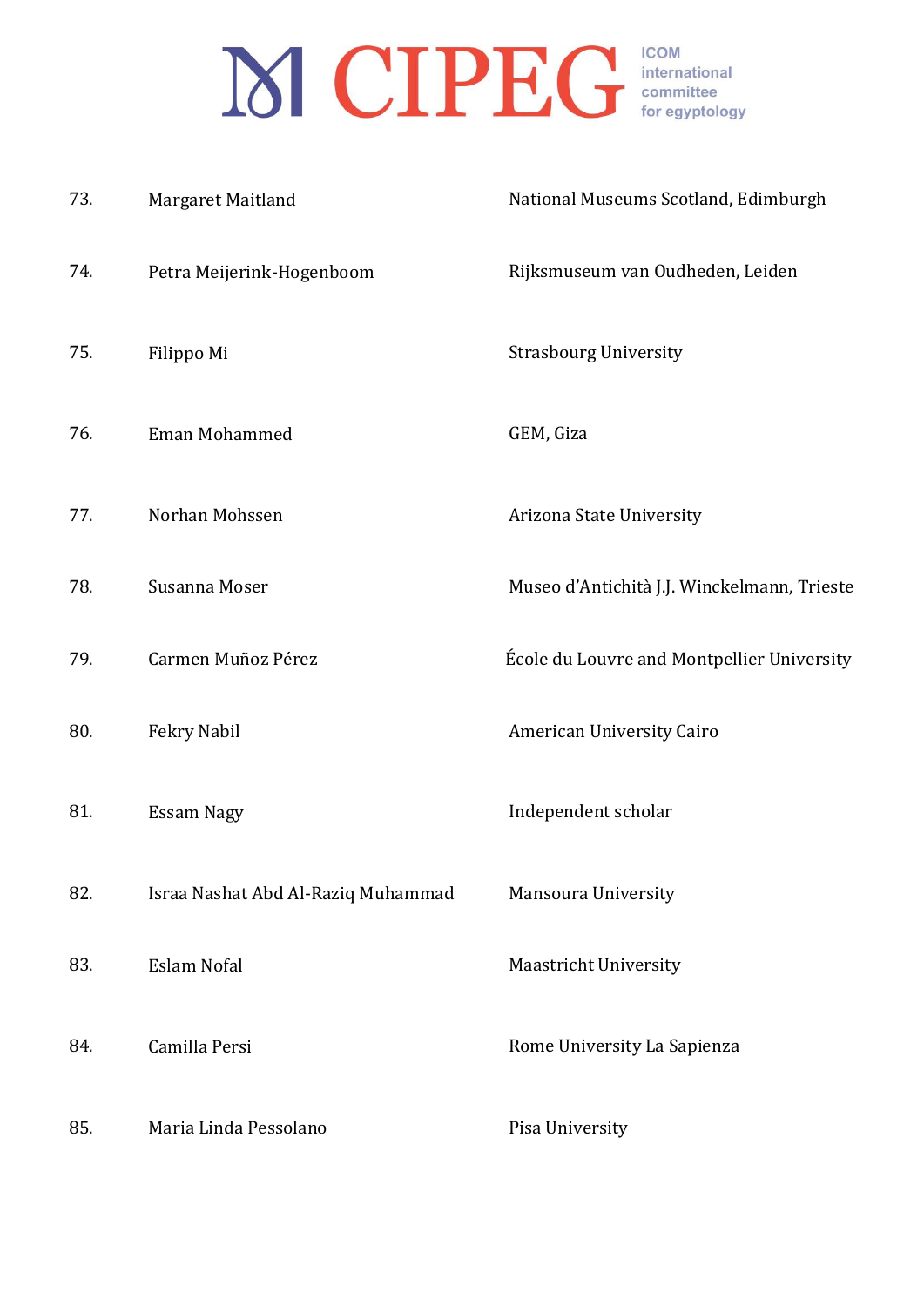| | | |
|---|---|---|
| 73. | Margaret Maitland | National Museums Scotland, Edimburgh |
| 74. | Petra Meijerink-Hogenboom | Rijksmuseum van Oudheden, Leiden |
| 75. | Filippo Mi | Strasbourg University |
| 76. | Eman Mohammed | GEM, Giza |
| 77. | Norhan Mohssen | Arizona State University |
| 78. | Susanna Moser | Museo d'Antichità J.J. Winckelmann, Trieste |
| 79. | Carmen Muñoz Pérez | École du Louvre and Montpellier University |
| 80. | Fekry Nabil | American University Cairo |
| 81. | Essam Nagy | Independent scholar |
| 82. | Israa Nashat Abd Al-Raziq Muhammad | Mansoura University |
| 83. | Eslam Nofal | Maastricht University |
| 84. | Camilla Persi | Rome University La Sapienza |
| 85. | Maria Linda Pessolano | Pisa University |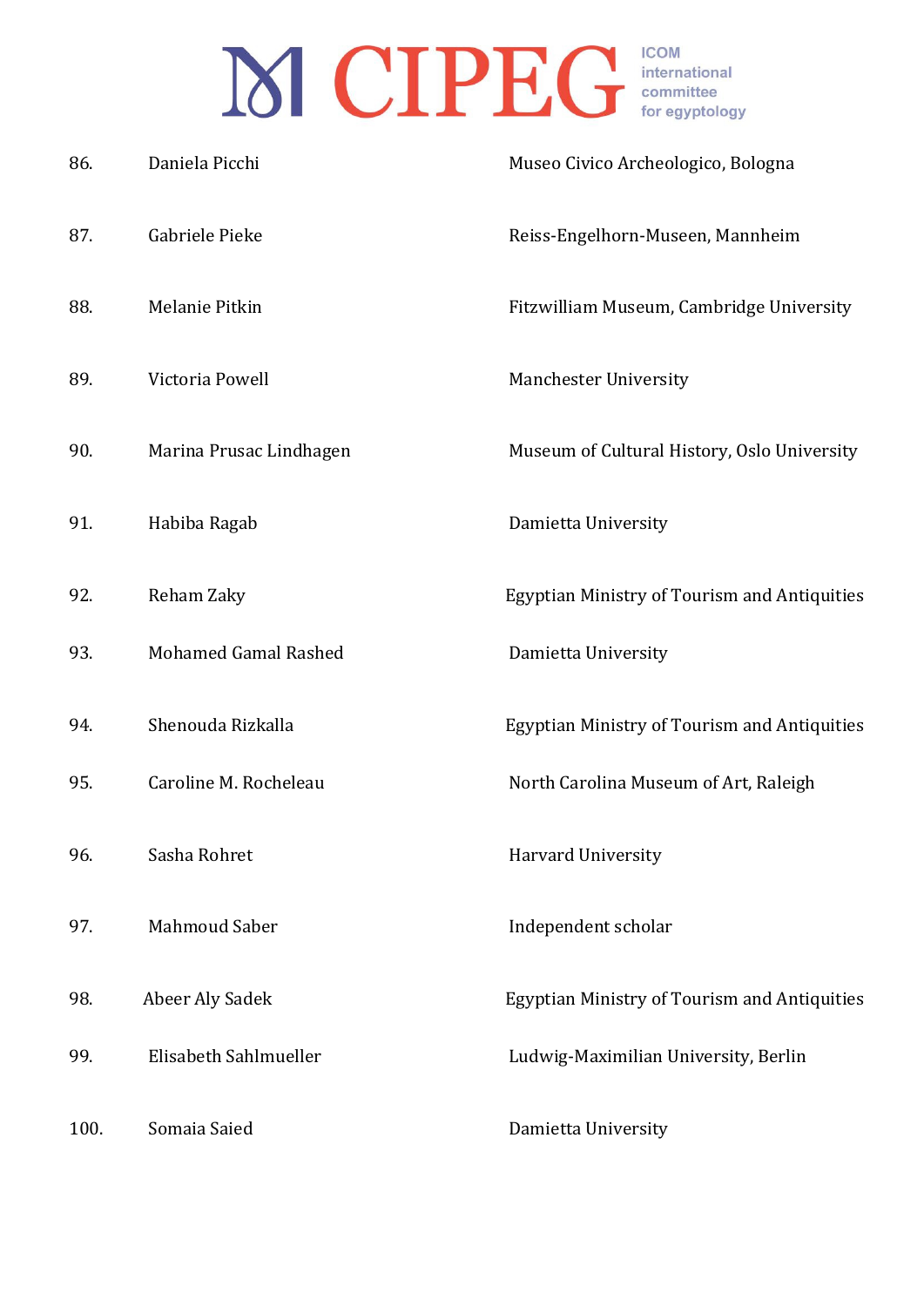| | | |
|---|---|---|
| 86. | Daniela Picchi | Museo Civico Archeologico, Bologna |
| 87. | Gabriele Pieke | Reiss-Engelhorn-Museen, Mannheim |
| 88. | Melanie Pitkin | Fitzwilliam Museum, Cambridge University |
| 89. | Victoria Powell | Manchester University |
| 90. | Marina Prusac Lindhagen | Museum of Cultural History, Oslo University |
| 91. | Habiba Ragab | Damietta University |
| 92. | Reham Zaky | Egyptian Ministry of Tourism and Antiquities |
| 93. | Mohamed Gamal Rashed | Damietta University |
| 94. | Shenouda Rizkalla | Egyptian Ministry of Tourism and Antiquities |
| 95. | Caroline M. Rocheleau | North Carolina Museum of Art, Raleigh |
| 96. | Sasha Rohret | Harvard University |
| 97. | Mahmoud Saber | Independent scholar |
| 98. | Abeer Aly Sadek | Egyptian Ministry of Tourism and Antiquities |
| 99. | Elisabeth Sahlmueller | Ludwig-Maximilian University, Berlin |
| 100. | Somaia Saied | Damietta University |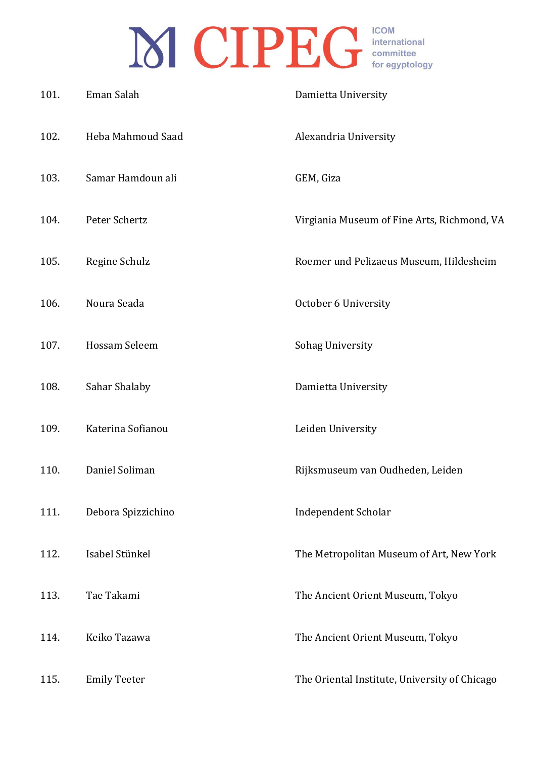| | | |
|---|---|---|
| 101. | Eman Salah | Damietta University |
| 102. | Heba Mahmoud Saad | Alexandria University |
| 103. | Samar Hamdoun ali | GEM, Giza |
| 104. | Peter Schertz | Virgiania Museum of Fine Arts, Richmond, VA |
| 105. | Regine Schulz | Roemer und Pelizaeus Museum, Hildesheim |
| 106. | Noura Seada | October 6 University |
| 107. | Hossam Seleem | Sohag University |
| 108. | Sahar Shalaby | Damietta University |
| 109. | Katerina Sofianou | Leiden University |
| 110. | Daniel Soliman | Rijksmuseum van Oudheden, Leiden |
| 111. | Debora Spizzichino | Independent Scholar |
| 112. | Isabel Stünkel | The Metropolitan Museum of Art, New York |
| 113. | Tae Takami | The Ancient Orient Museum, Tokyo |
| 114. | Keiko Tazawa | The Ancient Orient Museum, Tokyo |
| 115. | Emily Teeter | The Oriental Institute, University of Chicago |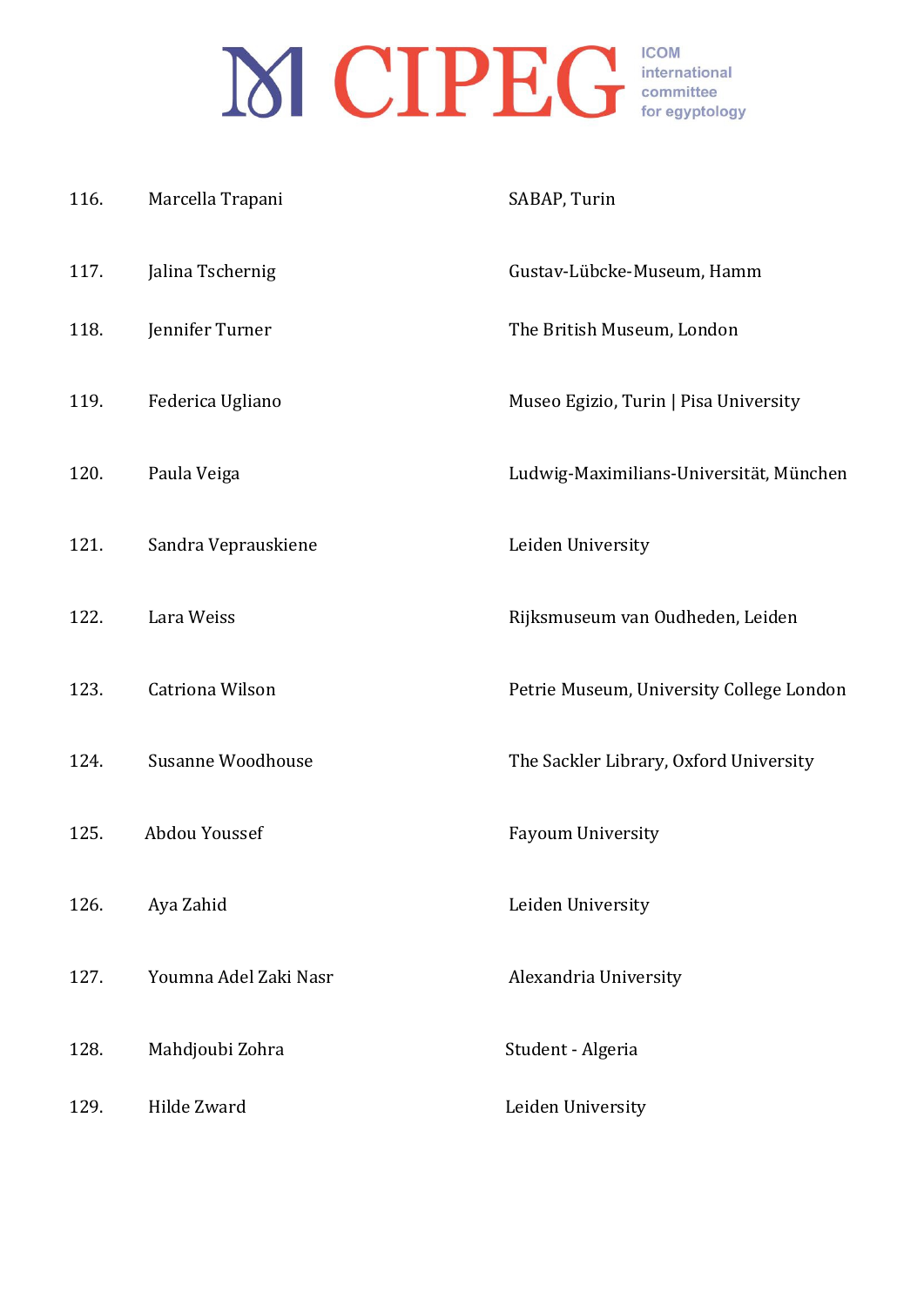| | | |
|---|---|---|
| 116. | Marcella Trapani | SABAP, Turin |
| 117. | Jalina Tschernig | Gustav-Lübcke-Museum, Hamm |
| 118. | Jennifer Turner | The British Museum, London |
| 119. | Federica Ugliano | Museo Egizio, Turin \| Pisa University |
| 120. | Paula Veiga | Ludwig-Maximilians-Universität, München |
| 121. | Sandra Veprauskiene | Leiden University |
| 122. | Lara Weiss | Rijksmuseum van Oudheden, Leiden |
| 123. | Catriona Wilson | Petrie Museum, University College London |
| 124. | Susanne Woodhouse | The Sackler Library, Oxford University |
| 125. | Abdou Youssef | Fayoum University |
| 126. | Aya Zahid | Leiden University |
| 127. | Youmna Adel Zaki Nasr | Alexandria University |
| 128. | Mahdjoubi Zohra | Student - Algeria |
| 129. | Hilde Zward | Leiden University |